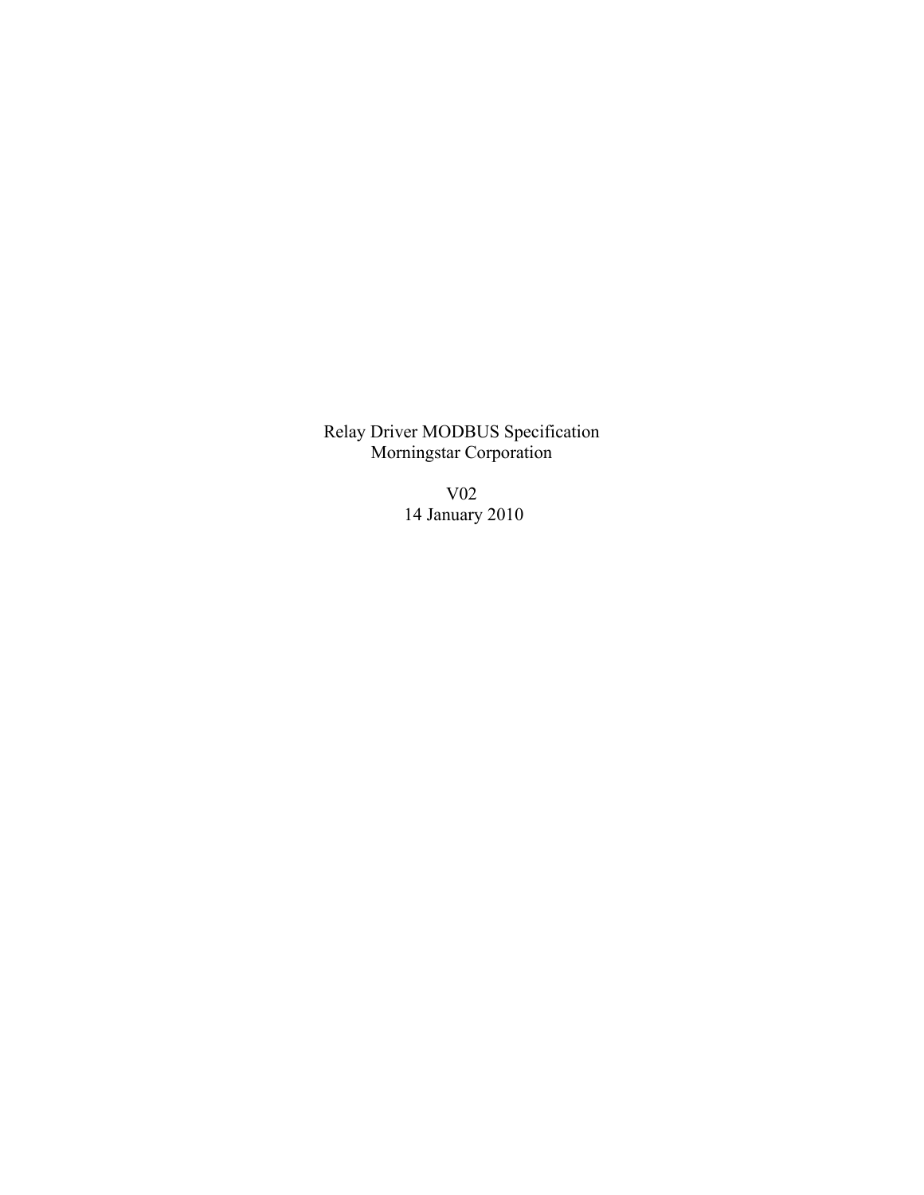# Relay Driver MODBUS Specification

Morningstar Corporation

V02

14 January 2010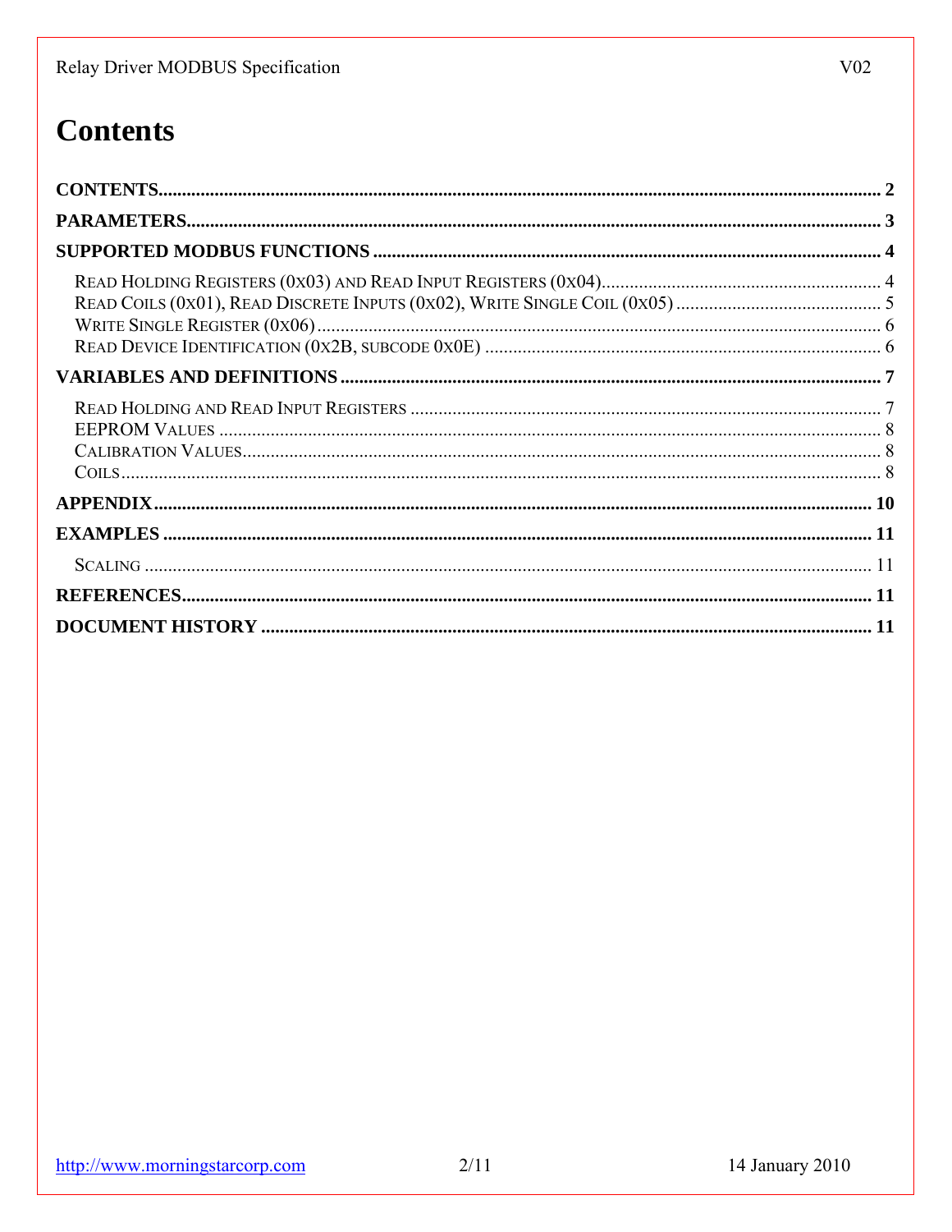# Contents

**CONTENTS** .......... **2**

**PARAMETERS** .......... **3**

**SUPPORTED MODBUS FUNCTIONS** .......... **4**

- READ HOLDING REGISTERS (0X03) AND READ INPUT REGISTERS (0X04) .......... 4
- READ COILS (0X01), READ DISCRETE INPUTS (0X02), WRITE SINGLE COIL (0X05) .......... 5
- WRITE SINGLE REGISTER (0X06) .......... 6
- READ DEVICE IDENTIFICATION (0X2B, SUBCODE 0X0E) .......... 6

**VARIABLES AND DEFINITIONS** .......... **7**

- READ HOLDING AND READ INPUT REGISTERS .......... 7
- EEPROM VALUES .......... 8
- CALIBRATION VALUES .......... 8
- COILS .......... 8

**APPENDIX** .......... **10**

**EXAMPLES** .......... **11**

- SCALING .......... 11

**REFERENCES** .......... **11**

**DOCUMENT HISTORY** .......... **11**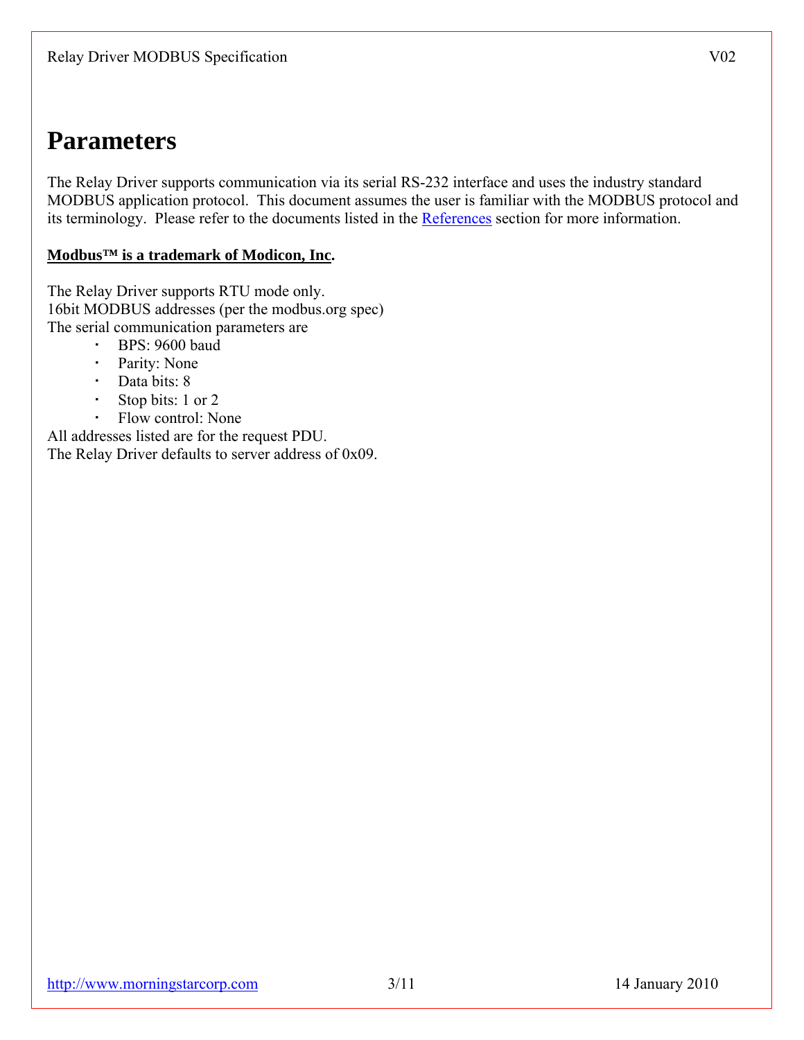# Parameters

The Relay Driver supports communication via its serial RS-232 interface and uses the industry standard MODBUS application protocol. This document assumes the user is familiar with the MODBUS protocol and its terminology. Please refer to the documents listed in the References section for more information.

**Modbus™ is a trademark of Modicon, Inc.**

The Relay Driver supports RTU mode only.
16bit MODBUS addresses (per the modbus.org spec)
The serial communication parameters are

- BPS: 9600 baud
- Parity: None
- Data bits: 8
- Stop bits: 1 or 2
- Flow control: None

All addresses listed are for the request PDU.
The Relay Driver defaults to server address of 0x09.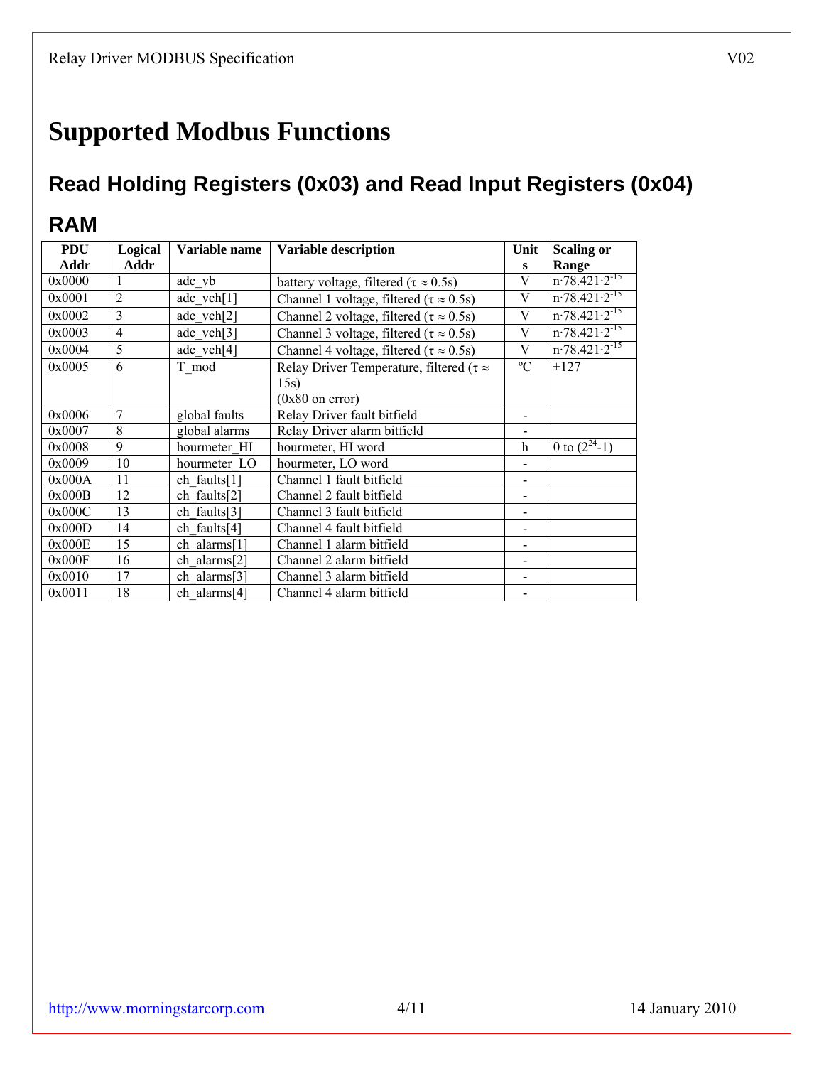# Supported Modbus Functions

## Read Holding Registers (0x03) and Read Input Registers (0x04)

## RAM

| PDU Addr | Logical Addr | Variable name | Variable description | Units | Scaling or Range |
|---|---|---|---|---|---|
| 0x0000 | 1 | adc_vb | battery voltage, filtered ($\tau \approx 0.5s$) | V | $n \cdot 78.421 \cdot 2^{-15}$ |
| 0x0001 | 2 | adc_vch[1] | Channel 1 voltage, filtered ($\tau \approx 0.5s$) | V | $n \cdot 78.421 \cdot 2^{-15}$ |
| 0x0002 | 3 | adc_vch[2] | Channel 2 voltage, filtered ($\tau \approx 0.5s$) | V | $n \cdot 78.421 \cdot 2^{-15}$ |
| 0x0003 | 4 | adc_vch[3] | Channel 3 voltage, filtered ($\tau \approx 0.5s$) | V | $n \cdot 78.421 \cdot 2^{-15}$ |
| 0x0004 | 5 | adc_vch[4] | Channel 4 voltage, filtered ($\tau \approx 0.5s$) | V | $n \cdot 78.421 \cdot 2^{-15}$ |
| 0x0005 | 6 | T_mod | Relay Driver Temperature, filtered ($\tau \approx$ 15s) (0x80 on error) | ºC | ±127 |
| 0x0006 | 7 | global faults | Relay Driver fault bitfield | - | |
| 0x0007 | 8 | global alarms | Relay Driver alarm bitfield | - | |
| 0x0008 | 9 | hourmeter_HI | hourmeter, HI word | h | 0 to $(2^{24}-1)$ |
| 0x0009 | 10 | hourmeter_LO | hourmeter, LO word | - | |
| 0x000A | 11 | ch_faults[1] | Channel 1 fault bitfield | - | |
| 0x000B | 12 | ch_faults[2] | Channel 2 fault bitfield | - | |
| 0x000C | 13 | ch_faults[3] | Channel 3 fault bitfield | - | |
| 0x000D | 14 | ch_faults[4] | Channel 4 fault bitfield | - | |
| 0x000E | 15 | ch_alarms[1] | Channel 1 alarm bitfield | - | |
| 0x000F | 16 | ch_alarms[2] | Channel 2 alarm bitfield | - | |
| 0x0010 | 17 | ch_alarms[3] | Channel 3 alarm bitfield | - | |
| 0x0011 | 18 | ch_alarms[4] | Channel 4 alarm bitfield | - | |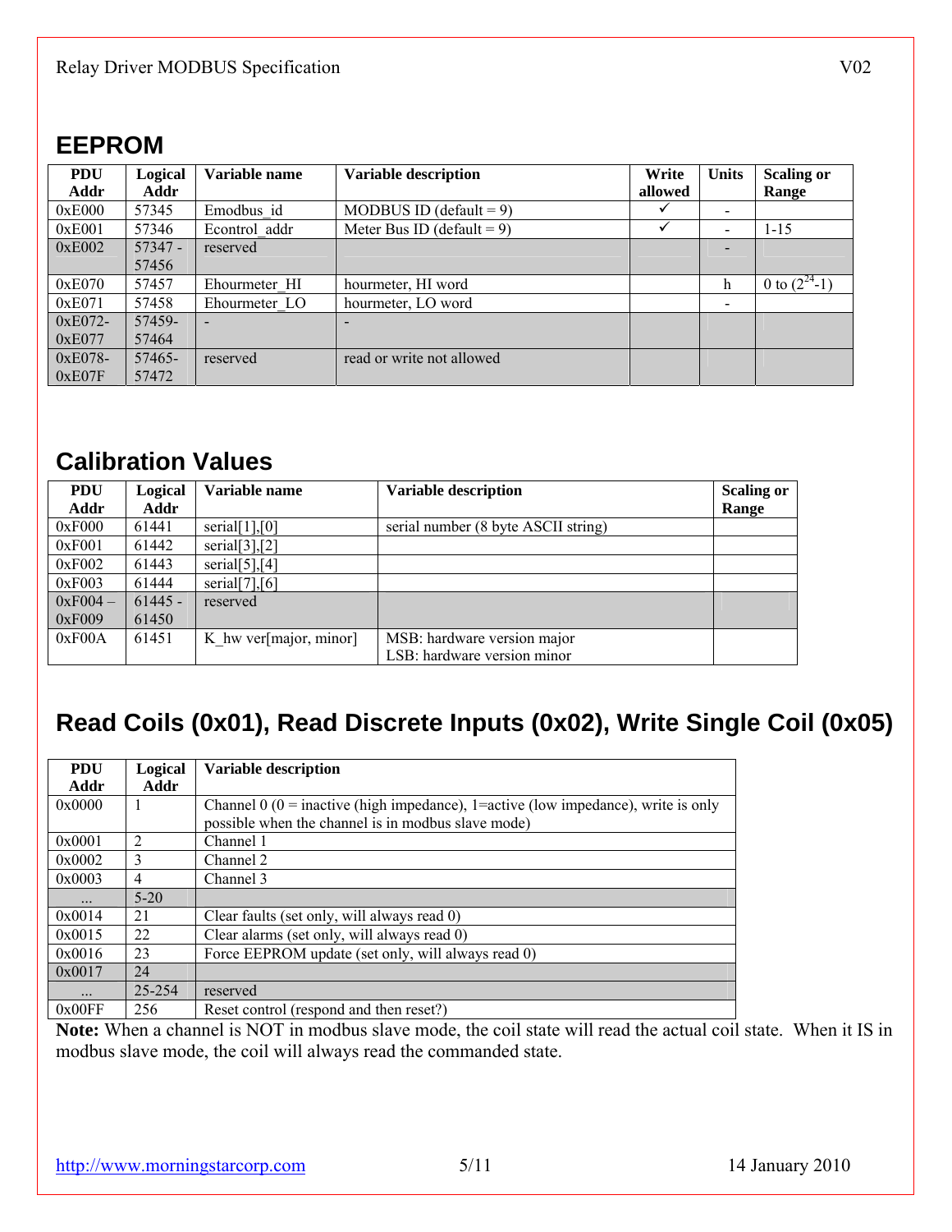## EEPROM

| PDU Addr | Logical Addr | Variable name | Variable description | Write allowed | Units | Scaling or Range |
|---|---|---|---|---|---|---|
| 0xE000 | 57345 | Emodbus_id | MODBUS ID (default = 9) | ✓ | - | |
| 0xE001 | 57346 | Econtrol_addr | Meter Bus ID (default = 9) | ✓ | - | 1-15 |
| 0xE002 | 57347 - 57456 | reserved | | | - | |
| 0xE070 | 57457 | Ehourmeter_HI | hourmeter, HI word | | h | 0 to $(2^{24}-1)$ |
| 0xE071 | 57458 | Ehourmeter_LO | hourmeter, LO word | | - | |
| 0xE072-0xE077 | 57459-57464 | - | - | | | |
| 0xE078-0xE07F | 57465-57472 | reserved | read or write not allowed | | | |

## Calibration Values

| PDU Addr | Logical Addr | Variable name | Variable description | Scaling or Range |
|---|---|---|---|---|
| 0xF000 | 61441 | serial[1],[0] | serial number (8 byte ASCII string) | |
| 0xF001 | 61442 | serial[3],[2] | | |
| 0xF002 | 61443 | serial[5],[4] | | |
| 0xF003 | 61444 | serial[7],[6] | | |
| 0xF004 – 0xF009 | 61445 - 61450 | reserved | | |
| 0xF00A | 61451 | K_hw ver[major, minor] | MSB: hardware version major<br>LSB: hardware version minor | |

## Read Coils (0x01), Read Discrete Inputs (0x02), Write Single Coil (0x05)

| PDU Addr | Logical Addr | Variable description |
|---|---|---|
| 0x0000 | 1 | Channel 0 (0 = inactive (high impedance), 1=active (low impedance), write is only possible when the channel is in modbus slave mode) |
| 0x0001 | 2 | Channel 1 |
| 0x0002 | 3 | Channel 2 |
| 0x0003 | 4 | Channel 3 |
| … | 5-20 | |
| 0x0014 | 21 | Clear faults (set only, will always read 0) |
| 0x0015 | 22 | Clear alarms (set only, will always read 0) |
| 0x0016 | 23 | Force EEPROM update (set only, will always read 0) |
| 0x0017 | 24 | |
| … | 25-254 | reserved |
| 0x00FF | 256 | Reset control (respond and then reset?) |

**Note:** When a channel is NOT in modbus slave mode, the coil state will read the actual coil state. When it IS in modbus slave mode, the coil will always read the commanded state.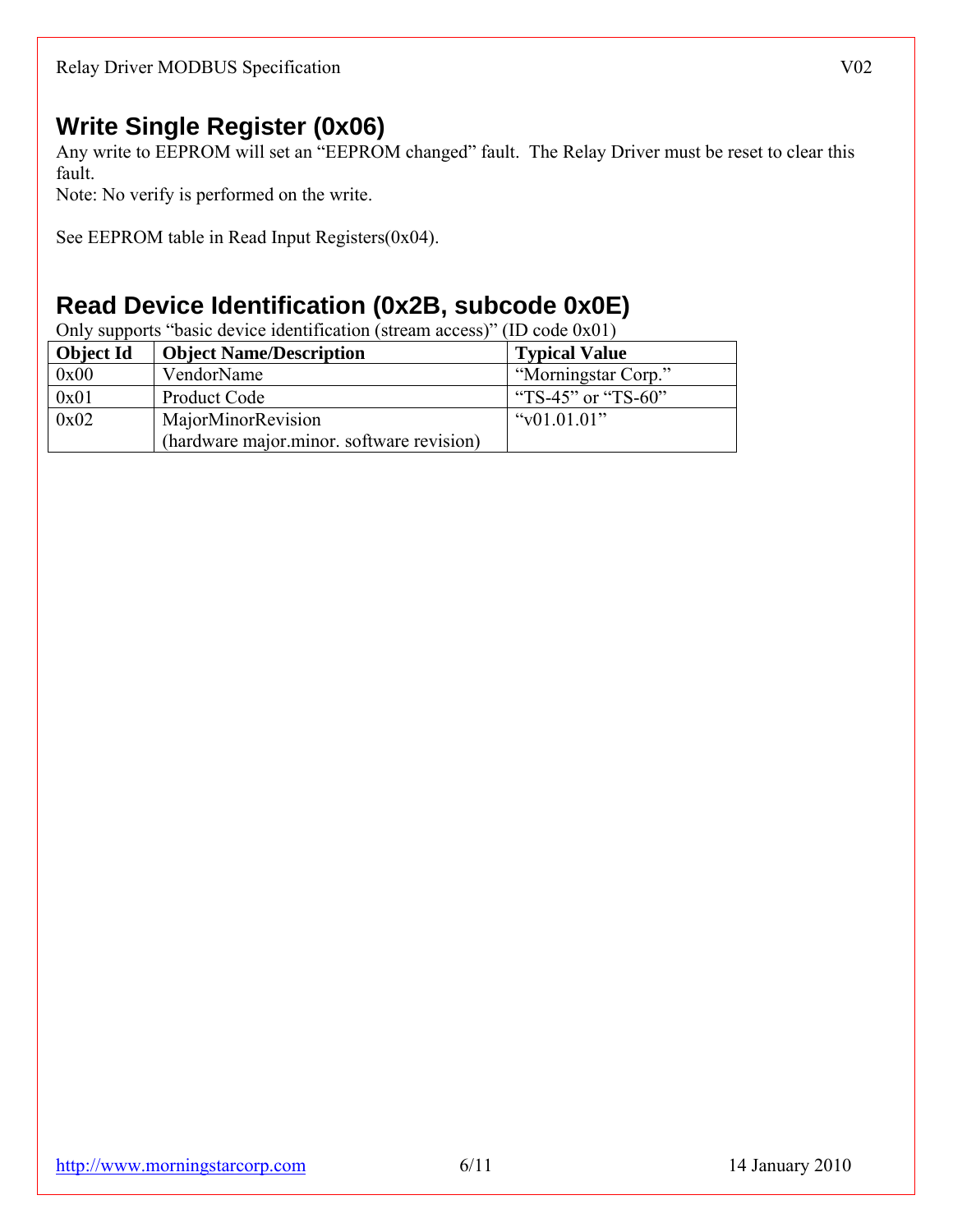## Write Single Register (0x06)

Any write to EEPROM will set an "EEPROM changed" fault. The Relay Driver must be reset to clear this fault.
Note: No verify is performed on the write.

See EEPROM table in Read Input Registers(0x04).

## Read Device Identification (0x2B, subcode 0x0E)

Only supports "basic device identification (stream access)" (ID code 0x01)

| Object Id | Object Name/Description | Typical Value |
|---|---|---|
| 0x00 | VendorName | "Morningstar Corp." |
| 0x01 | Product Code | "TS-45" or "TS-60" |
| 0x02 | MajorMinorRevision<br>(hardware major.minor. software revision) | "v01.01.01" |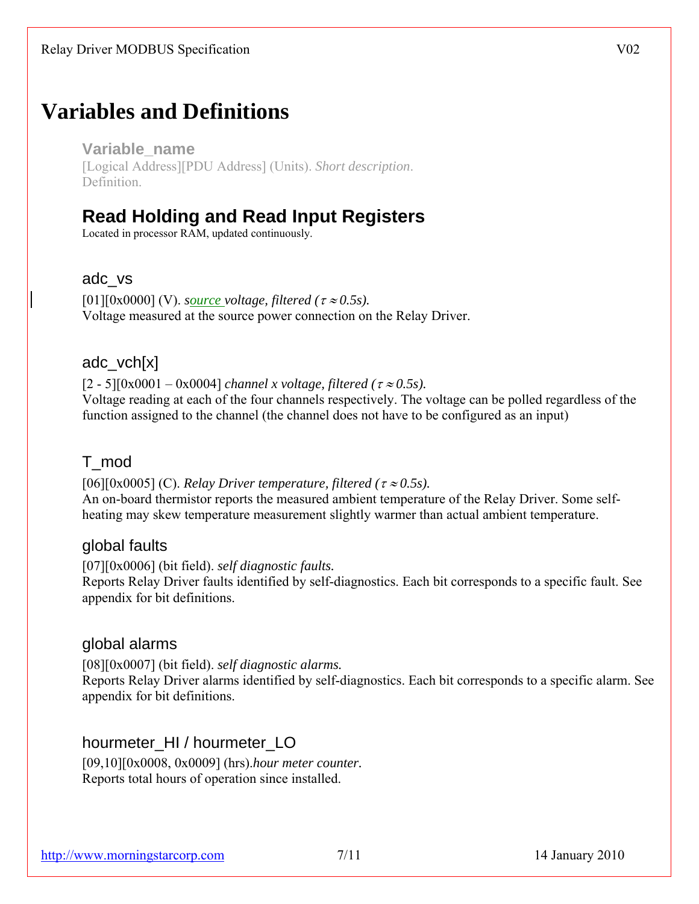# Variables and Definitions

**Variable_name**
[Logical Address][PDU Address] (Units). *Short description*.
Definition.

## Read Holding and Read Input Registers

Located in processor RAM, updated continuously.

### adc_vs

[01][0x0000] (V). *source voltage, filtered ($\tau \approx 0.5s$).*
Voltage measured at the source power connection on the Relay Driver.

### adc_vch[x]

[2 - 5][0x0001 – 0x0004] *channel x voltage, filtered ($\tau \approx 0.5s$).*
Voltage reading at each of the four channels respectively. The voltage can be polled regardless of the function assigned to the channel (the channel does not have to be configured as an input)

### T_mod

[06][0x0005] (C). *Relay Driver temperature, filtered ($\tau \approx 0.5s$).*
An on-board thermistor reports the measured ambient temperature of the Relay Driver. Some self-heating may skew temperature measurement slightly warmer than actual ambient temperature.

### global faults

[07][0x0006] (bit field). *self diagnostic faults.*
Reports Relay Driver faults identified by self-diagnostics. Each bit corresponds to a specific fault. See appendix for bit definitions.

### global alarms

[08][0x0007] (bit field). *self diagnostic alarms.*
Reports Relay Driver alarms identified by self-diagnostics. Each bit corresponds to a specific alarm. See appendix for bit definitions.

### hourmeter_HI / hourmeter_LO

[09,10][0x0008, 0x0009] (hrs).*hour meter counter*.
Reports total hours of operation since installed.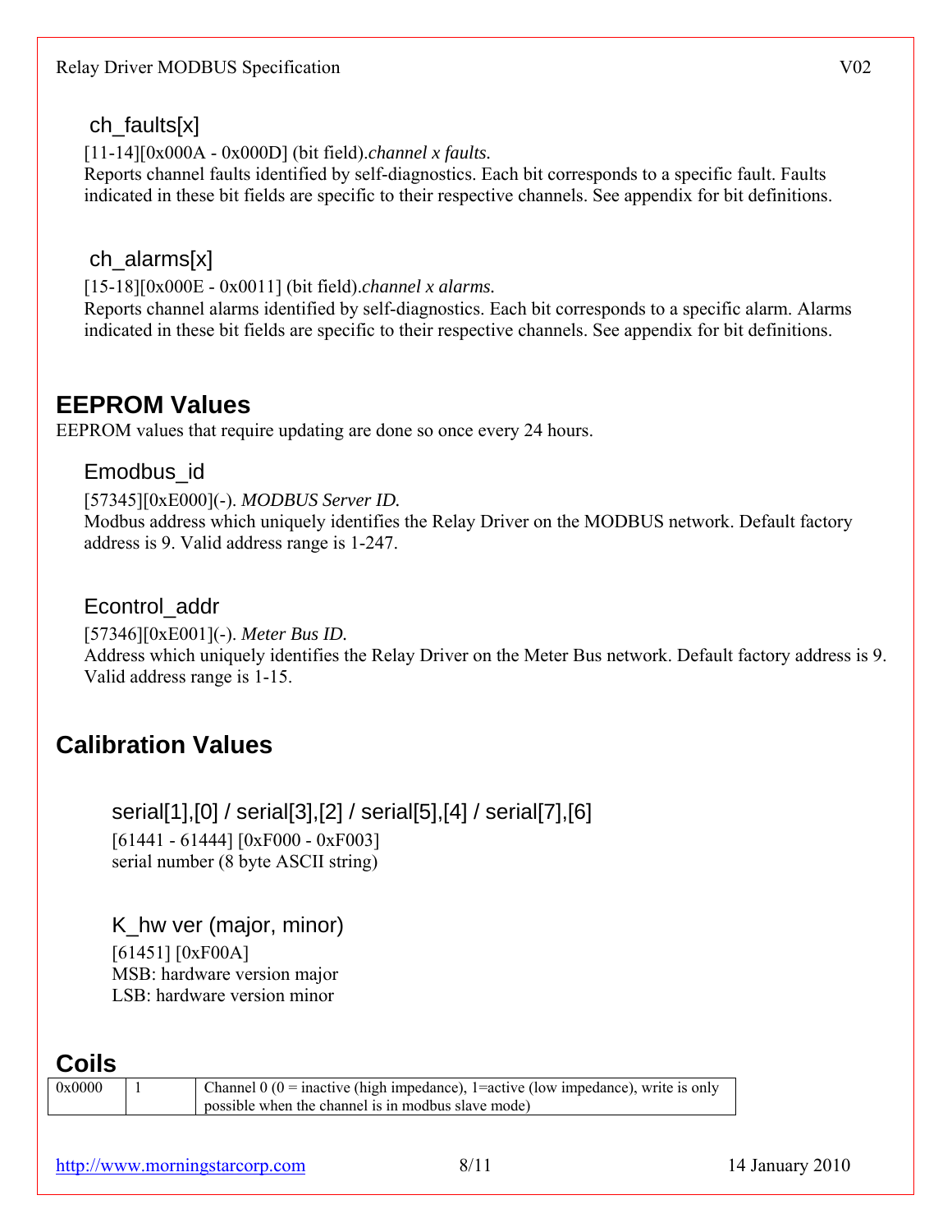### ch_faults[x]

[11-14][0x000A - 0x000D] (bit field).*channel x faults.*
Reports channel faults identified by self-diagnostics. Each bit corresponds to a specific fault. Faults indicated in these bit fields are specific to their respective channels. See appendix for bit definitions.

### ch_alarms[x]

[15-18][0x000E - 0x0011] (bit field).*channel x alarms.*
Reports channel alarms identified by self-diagnostics. Each bit corresponds to a specific alarm. Alarms indicated in these bit fields are specific to their respective channels. See appendix for bit definitions.

## EEPROM Values

EEPROM values that require updating are done so once every 24 hours.

### Emodbus_id

[57345][0xE000](-). *MODBUS Server ID.*
Modbus address which uniquely identifies the Relay Driver on the MODBUS network. Default factory address is 9. Valid address range is 1-247.

### Econtrol_addr

[57346][0xE001](-). *Meter Bus ID.*
Address which uniquely identifies the Relay Driver on the Meter Bus network. Default factory address is 9. Valid address range is 1-15.

## Calibration Values

### serial[1],[0] / serial[3],[2] / serial[5],[4] / serial[7],[6]

[61441 - 61444] [0xF000 - 0xF003]
serial number (8 byte ASCII string)

### K_hw ver (major, minor)

[61451] [0xF00A]
MSB: hardware version major
LSB: hardware version minor

## Coils

| | | |
|---|---|---|
| 0x0000 | 1 | Channel 0 (0 = inactive (high impedance), 1=active (low impedance), write is only possible when the channel is in modbus slave mode) |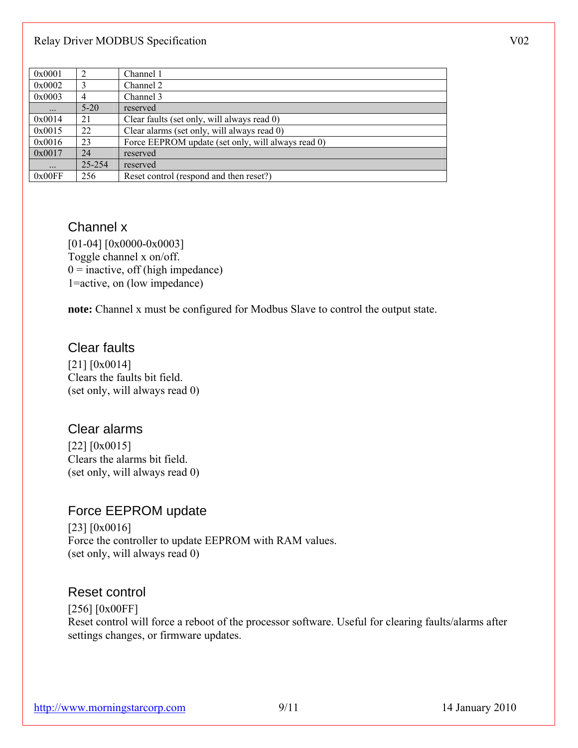| | | |
|---|---|---|
| 0x0001 | 2 | Channel 1 |
| 0x0002 | 3 | Channel 2 |
| 0x0003 | 4 | Channel 3 |
| ... | 5-20 | reserved |
| 0x0014 | 21 | Clear faults (set only, will always read 0) |
| 0x0015 | 22 | Clear alarms (set only, will always read 0) |
| 0x0016 | 23 | Force EEPROM update (set only, will always read 0) |
| 0x0017 | 24 | reserved |
| ... | 25-254 | reserved |
| 0x00FF | 256 | Reset control (respond and then reset?) |

### Channel x

[01-04] [0x0000-0x0003]
Toggle channel x on/off.
0 = inactive, off (high impedance)
1=active, on (low impedance)

**note:** Channel x must be configured for Modbus Slave to control the output state.

### Clear faults

[21] [0x0014]
Clears the faults bit field.
(set only, will always read 0)

### Clear alarms

[22] [0x0015]
Clears the alarms bit field.
(set only, will always read 0)

### Force EEPROM update

[23] [0x0016]
Force the controller to update EEPROM with RAM values.
(set only, will always read 0)

### Reset control

[256] [0x00FF]
Reset control will force a reboot of the processor software. Useful for clearing faults/alarms after settings changes, or firmware updates.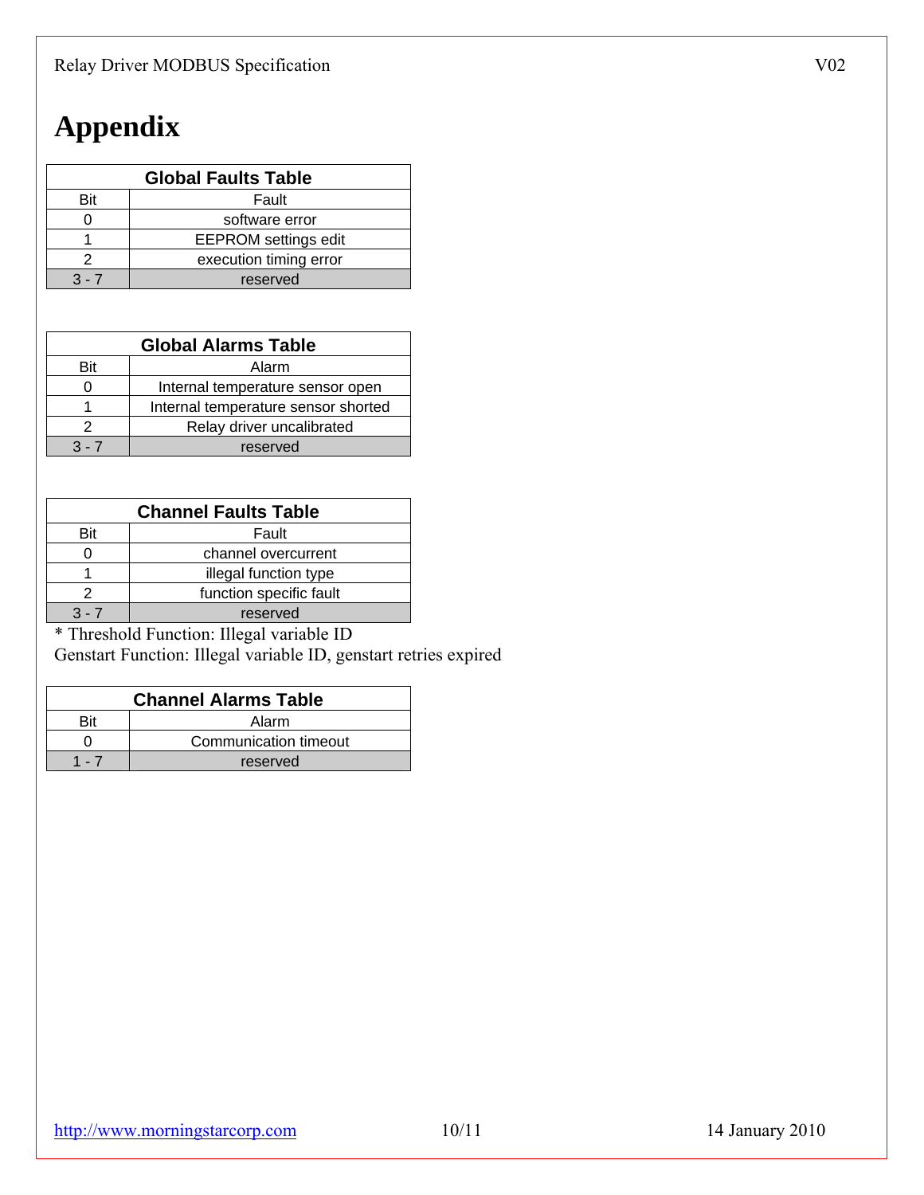# Appendix

| Global Faults Table | |
|---|---|
| Bit | Fault |
| 0 | software error |
| 1 | EEPROM settings edit |
| 2 | execution timing error |
| 3 - 7 | reserved |

| Global Alarms Table | |
|---|---|
| Bit | Alarm |
| 0 | Internal temperature sensor open |
| 1 | Internal temperature sensor shorted |
| 2 | Relay driver uncalibrated |
| 3 - 7 | reserved |

| Channel Faults Table | |
|---|---|
| Bit | Fault |
| 0 | channel overcurrent |
| 1 | illegal function type |
| 2 | function specific fault |
| 3 - 7 | reserved |

* Threshold Function: Illegal variable ID
Genstart Function: Illegal variable ID, genstart retries expired

| Channel Alarms Table | |
|---|---|
| Bit | Alarm |
| 0 | Communication timeout |
| 1 - 7 | reserved |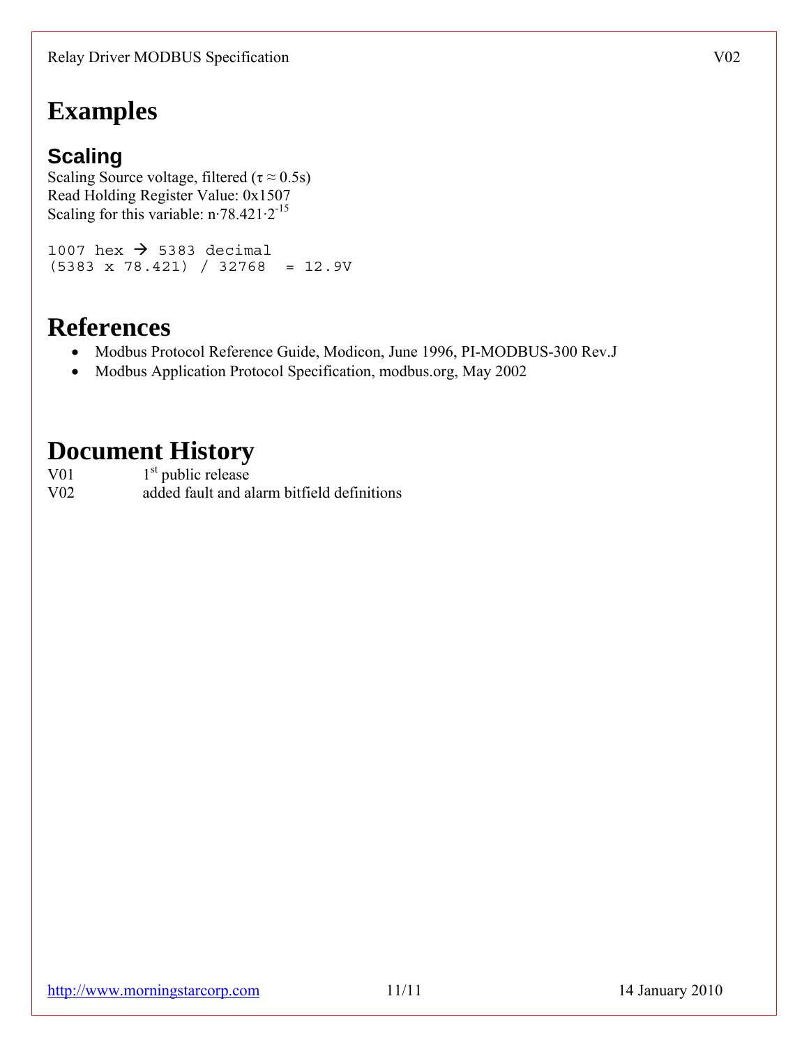# Examples

## Scaling

Scaling Source voltage, filtered ($\tau \approx 0.5s$)
Read Holding Register Value: 0x1507
Scaling for this variable: $n \cdot 78.421 \cdot 2^{-15}$

```
1007 hex → 5383 decimal
(5383 x 78.421) / 32768  = 12.9V
```

# References

- Modbus Protocol Reference Guide, Modicon, June 1996, PI-MODBUS-300 Rev.J
- Modbus Application Protocol Specification, modbus.org, May 2002

# Document History

| | |
|---|---|
| V01 | 1st public release |
| V02 | added fault and alarm bitfield definitions |